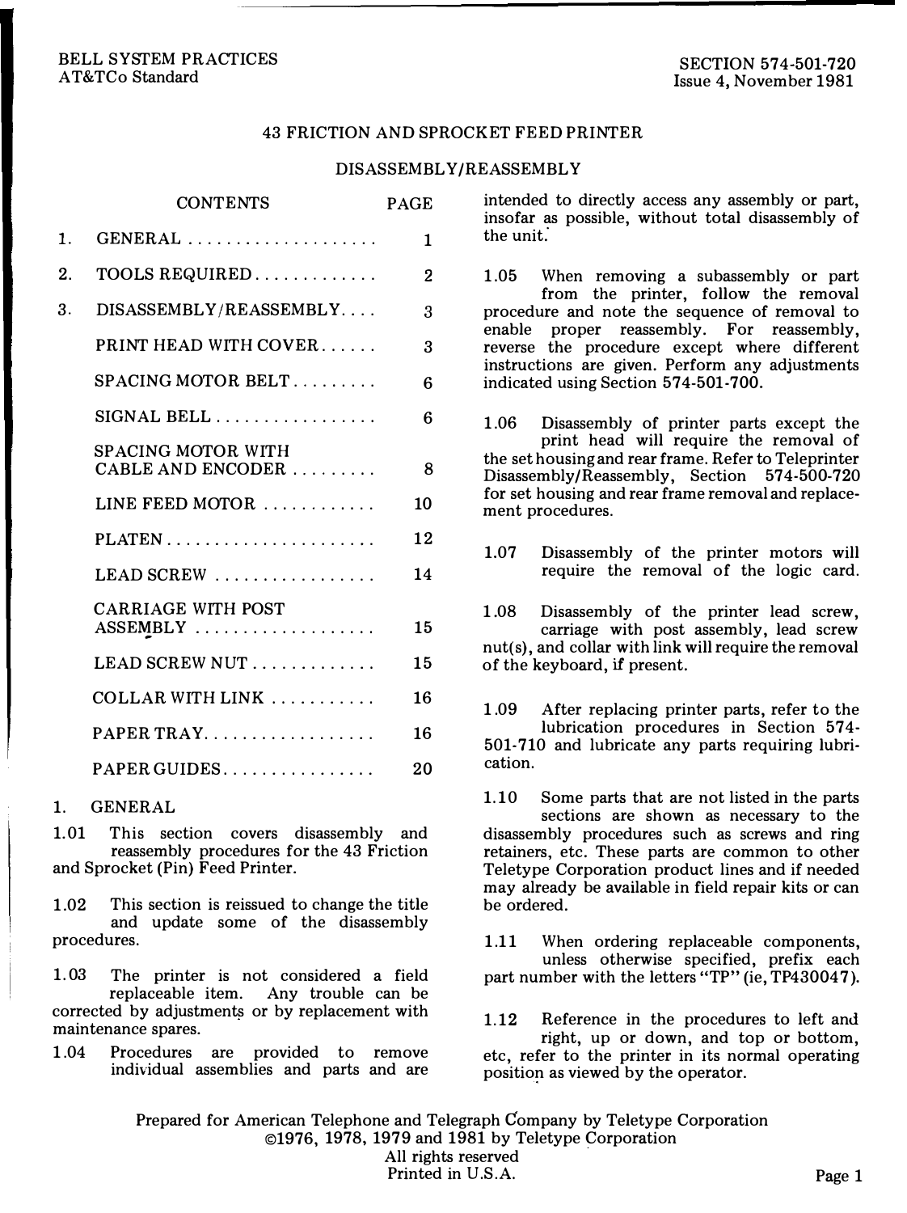BELL SYSTEM PRACTICES
AT&TCo Standard

SECTION 574-501-720
Issue 4, November 1981

# 43 FRICTION AND SPROCKET FEED PRINTER

## DISASSEMBLY/REASSEMBLY

| CONTENTS | PAGE |
|---|---|
| 1. GENERAL | 1 |
| 2. TOOLS REQUIRED | 2 |
| 3. DISASSEMBLY/REASSEMBLY | 3 |
| PRINT HEAD WITH COVER | 3 |
| SPACING MOTOR BELT | 6 |
| SIGNAL BELL | 6 |
| SPACING MOTOR WITH CABLE AND ENCODER | 8 |
| LINE FEED MOTOR | 10 |
| PLATEN | 12 |
| LEAD SCREW | 14 |
| CARRIAGE WITH POST ASSEMBLY | 15 |
| LEAD SCREW NUT | 15 |
| COLLAR WITH LINK | 16 |
| PAPER TRAY | 16 |
| PAPER GUIDES | 20 |

## 1. GENERAL

1.01 This section covers disassembly and reassembly procedures for the 43 Friction and Sprocket (Pin) Feed Printer.

1.02 This section is reissued to change the title and update some of the disassembly procedures.

1.03 The printer is not considered a field replaceable item. Any trouble can be corrected by adjustments or by replacement with maintenance spares.

1.04 Procedures are provided to remove individual assemblies and parts and are intended to directly access any assembly or part, insofar as possible, without total disassembly of the unit.

1.05 When removing a subassembly or part from the printer, follow the removal procedure and note the sequence of removal to enable proper reassembly. For reassembly, reverse the procedure except where different instructions are given. Perform any adjustments indicated using Section 574-501-700.

1.06 Disassembly of printer parts except the print head will require the removal of the set housing and rear frame. Refer to Teleprinter Disassembly/Reassembly, Section 574-500-720 for set housing and rear frame removal and replacement procedures.

1.07 Disassembly of the printer motors will require the removal of the logic card.

1.08 Disassembly of the printer lead screw, carriage with post assembly, lead screw nut(s), and collar with link will require the removal of the keyboard, if present.

1.09 After replacing printer parts, refer to the lubrication procedures in Section 574-501-710 and lubricate any parts requiring lubrication.

1.10 Some parts that are not listed in the parts sections are shown as necessary to the disassembly procedures such as screws and ring retainers, etc. These parts are common to other Teletype Corporation product lines and if needed may already be available in field repair kits or can be ordered.

1.11 When ordering replaceable components, unless otherwise specified, prefix each part number with the letters "TP" (ie, TP430047).

1.12 Reference in the procedures to left and right, up or down, and top or bottom, etc, refer to the printer in its normal operating position as viewed by the operator.

Prepared for American Telephone and Telegraph Company by Teletype Corporation
©1976, 1978, 1979 and 1981 by Teletype Corporation
All rights reserved
Printed in U.S.A.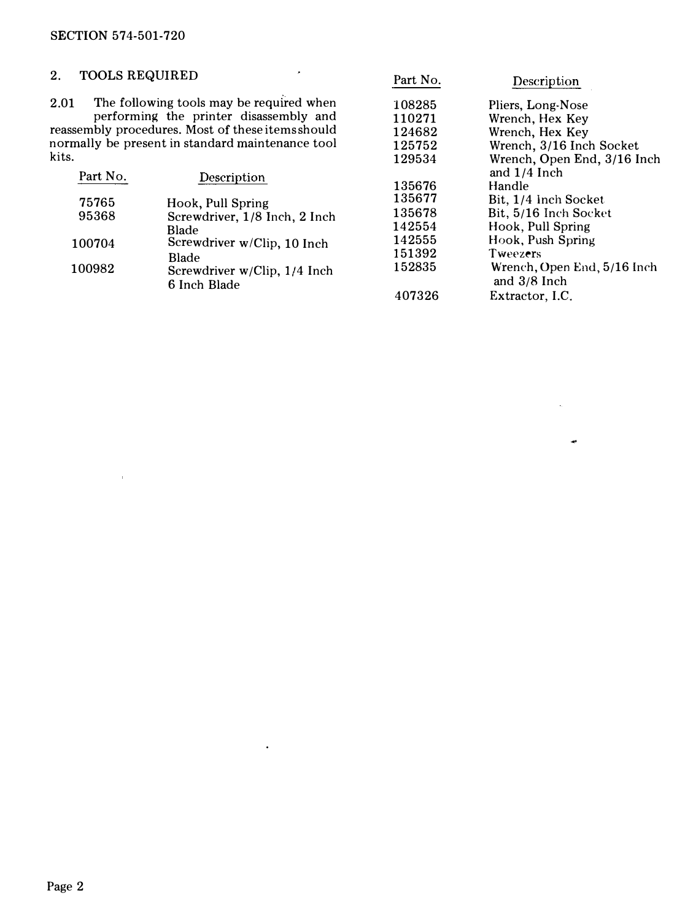## 2. TOOLS REQUIRED

2.01 The following tools may be required when performing the printer disassembly and reassembly procedures. Most of these items should normally be present in standard maintenance tool kits.

| Part No. | Description |
|---|---|
| 75765 | Hook, Pull Spring |
| 95368 | Screwdriver, 1/8 Inch, 2 Inch Blade |
| 100704 | Screwdriver w/Clip, 10 Inch Blade |
| 100982 | Screwdriver w/Clip, 1/4 Inch 6 Inch Blade |
| 108285 | Pliers, Long-Nose |
| 110271 | Wrench, Hex Key |
| 124682 | Wrench, Hex Key |
| 125752 | Wrench, 3/16 Inch Socket |
| 129534 | Wrench, Open End, 3/16 Inch and 1/4 Inch |
| 135676 | Handle |
| 135677 | Bit, 1/4 Inch Socket |
| 135678 | Bit, 5/16 Inch Socket |
| 142554 | Hook, Pull Spring |
| 142555 | Hook, Push Spring |
| 151392 | Tweezers |
| 152835 | Wrench, Open End, 5/16 Inch and 3/8 Inch |
| 407326 | Extractor, I.C. |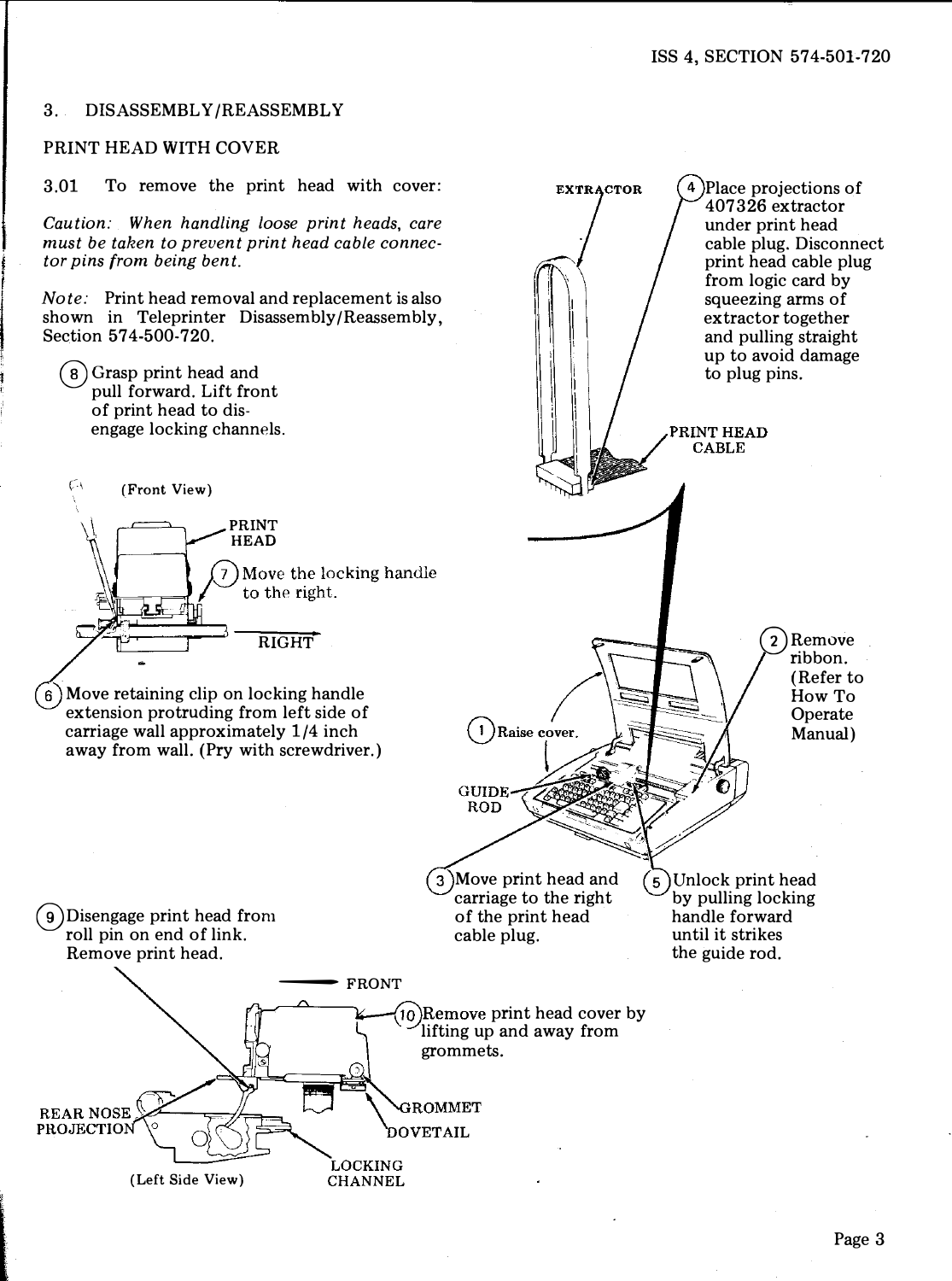## 3. DISASSEMBLY/REASSEMBLY

### PRINT HEAD WITH COVER

3.01 To remove the print head with cover:

*Caution: When handling loose print heads, care must be taken to prevent print head cable connector pins from being bent.*

*Note:* Print head removal and replacement is also shown in Teleprinter Disassembly/Reassembly, Section 574-500-720.

(1) Raise cover.

(2) Remove ribbon. (Refer to How To Operate Manual)

(3) Move print head and carriage to the right of the print head cable plug.

(4) Place projections of 407326 extractor under print head cable plug. Disconnect print head cable plug from logic card by squeezing arms of extractor together and pulling straight up to avoid damage to plug pins.

(5) Unlock print head by pulling locking handle forward until it strikes the guide rod.

(6) Move retaining clip on locking handle extension protruding from left side of carriage wall approximately 1/4 inch away from wall. (Pry with screwdriver.)

(7) Move the locking handle to the right.

(8) Grasp print head and pull forward. Lift front of print head to disengage locking channels.

(9) Disengage print head from roll pin on end of link. Remove print head.

(10) Remove print head cover by lifting up and away from grommets.

EXTRACTOR — PRINT HEAD CABLE — GUIDE ROD

(Front View): PRINT HEAD — RIGHT

(Left Side View): FRONT — REAR NOSE PROJECTION — GROMMET — DOVETAIL — LOCKING CHANNEL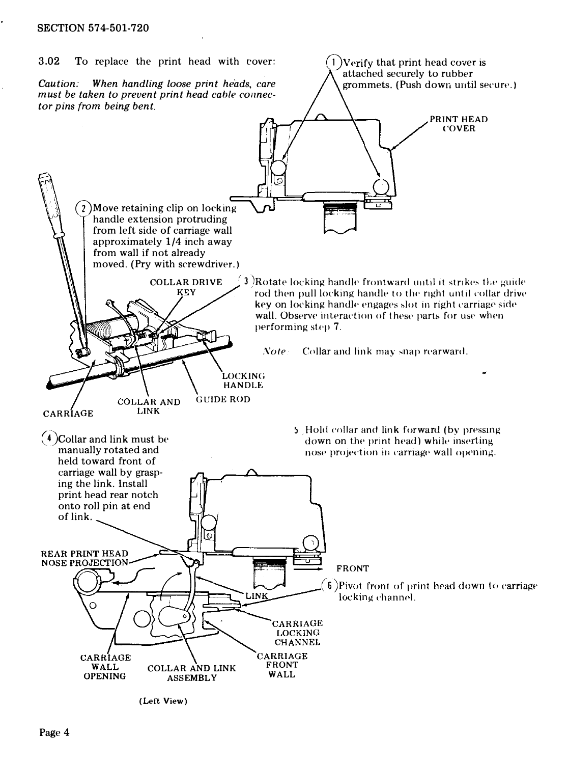3.02 To replace the print head with cover:

*Caution: When handling loose print heads, care must be taken to prevent print head cable connector pins from being bent.*

(1) Verify that print head cover is attached securely to rubber grommets. (Push down until secure.)

PRINT HEAD COVER

(2) Move retaining clip on locking handle extension protruding from left side of carriage wall approximately 1/4 inch away from wall if not already moved. (Pry with screwdriver.)

COLLAR DRIVE KEY

(3) Rotate locking handle frontward until it strikes the guide rod then pull locking handle to the right until collar drive key on locking handle engages slot in right carriage side wall. Observe interaction of these parts for use when performing step 7.

*Note:* Collar and link may snap rearward.

LOCKING HANDLE

CARRIAGE

COLLAR AND LINK

GUIDE ROD

(4) Collar and link must be manually rotated and held toward front of carriage wall by grasping the link. Install print head rear notch onto roll pin at end of link.

5 Hold collar and link forward (by pressing down on the print head) while inserting nose projection in carriage wall opening.

REAR PRINT HEAD NOSE PROJECTION

FRONT

(6) Pivot front of print head down to carriage locking channel.

LINK

CARRIAGE LOCKING CHANNEL

CARRIAGE FRONT WALL

CARRIAGE WALL OPENING

COLLAR AND LINK ASSEMBLY

(Left View)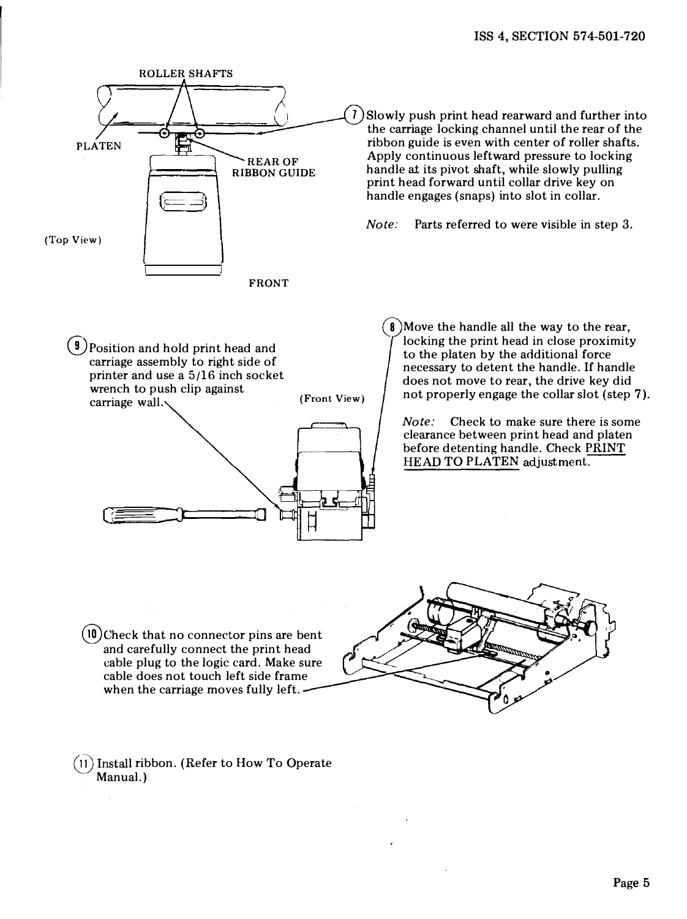(7) Slowly push print head rearward and further into the carriage locking channel until the rear of the ribbon guide is even with center of roller shafts. Apply continuous leftward pressure to locking handle at its pivot shaft, while slowly pulling print head forward until collar drive key on handle engages (snaps) into slot in collar.

*Note:* Parts referred to were visible in step 3.

ROLLER SHAFTS

PLATEN

REAR OF RIBBON GUIDE

(Top View)

FRONT

(8) Move the handle all the way to the rear, locking the print head in close proximity to the platen by the additional force necessary to detent the handle. If handle does not move to rear, the drive key did not properly engage the collar slot (step **7**).

*Note:* Check to make sure there is some clearance between print head and platen before detenting handle. Check PRINT HEAD TO PLATEN adjustment.

(9) Position and hold print head and carriage assembly to right side of printer and use a 5/16 inch socket wrench to push clip against carriage wall.

(Front View)

(10) Check that no connector pins are bent and carefully connect the print head cable plug to the logic card. Make sure cable does not touch left side frame when the carriage moves fully left.

(11) Install ribbon. (Refer to How To Operate Manual.)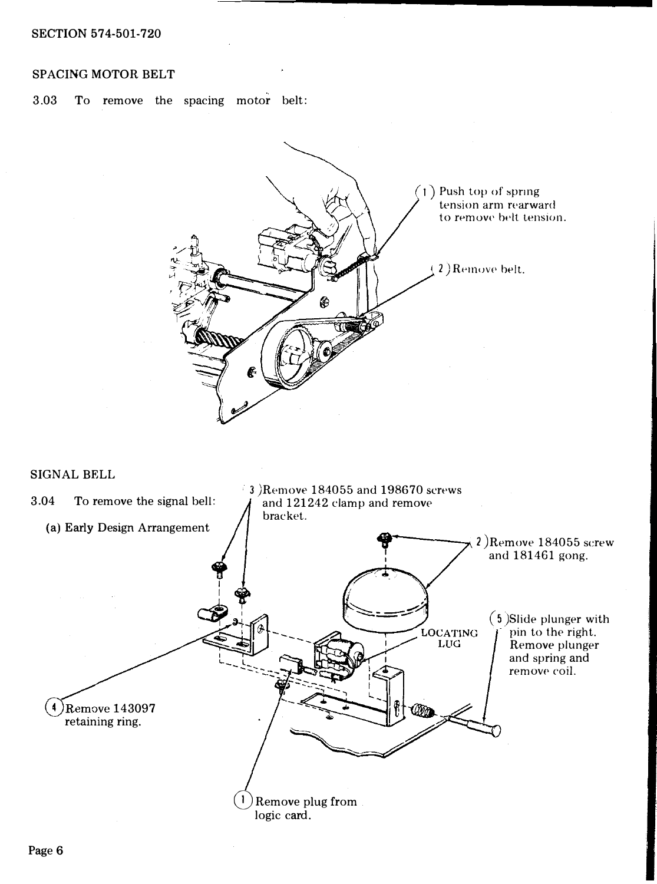SECTION 574-501-720

SPACING MOTOR BELT

3.03 To remove the spacing motor belt:

(1) Push top of spring tension arm rearward to remove belt tension.

(2) Remove belt.

SIGNAL BELL

3.04 To remove the signal bell:

(a) Early Design Arrangement

(1) Remove plug from logic card.

(2) Remove 184055 screw and 181461 gong.

(3) Remove 184055 and 198670 screws and 121242 clamp and remove bracket.

(4) Remove 143097 retaining ring.

(5) Slide plunger with pin to the right. Remove plunger and spring and remove coil.

LOCATING LUG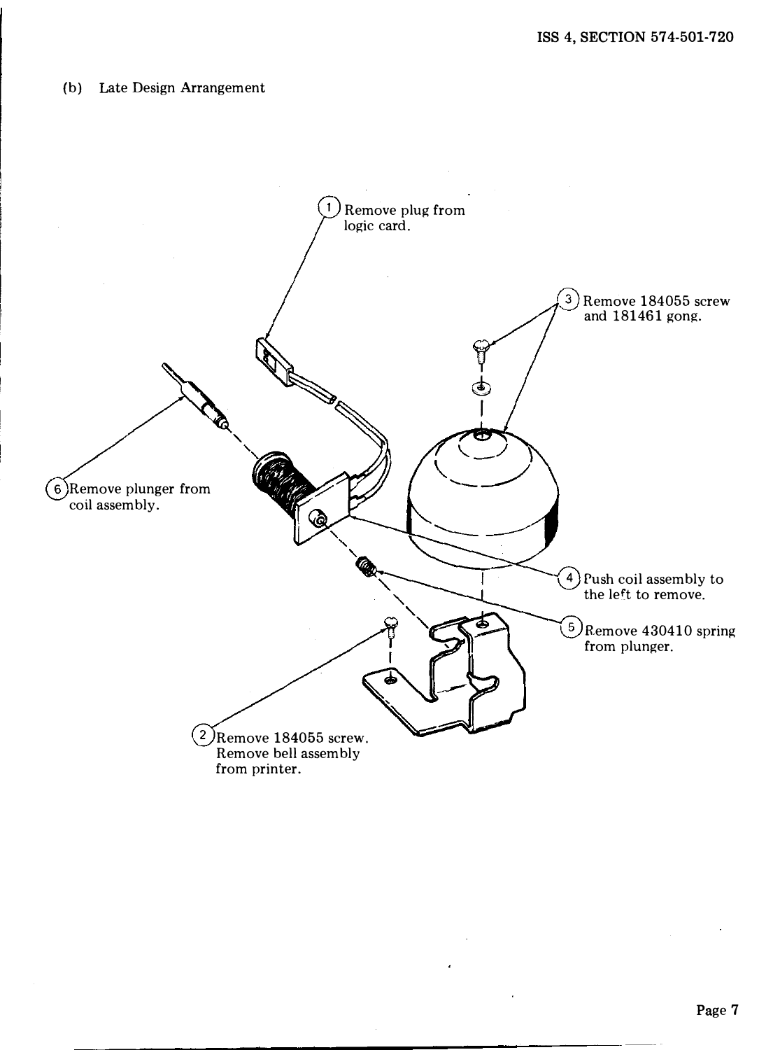(b) Late Design Arrangement

1. Remove plug from logic card.
2. Remove 184055 screw. Remove bell assembly from printer.
3. Remove 184055 screw and 181461 gong.
4. Push coil assembly to the left to remove.
5. Remove 430410 spring from plunger.
6. Remove plunger from coil assembly.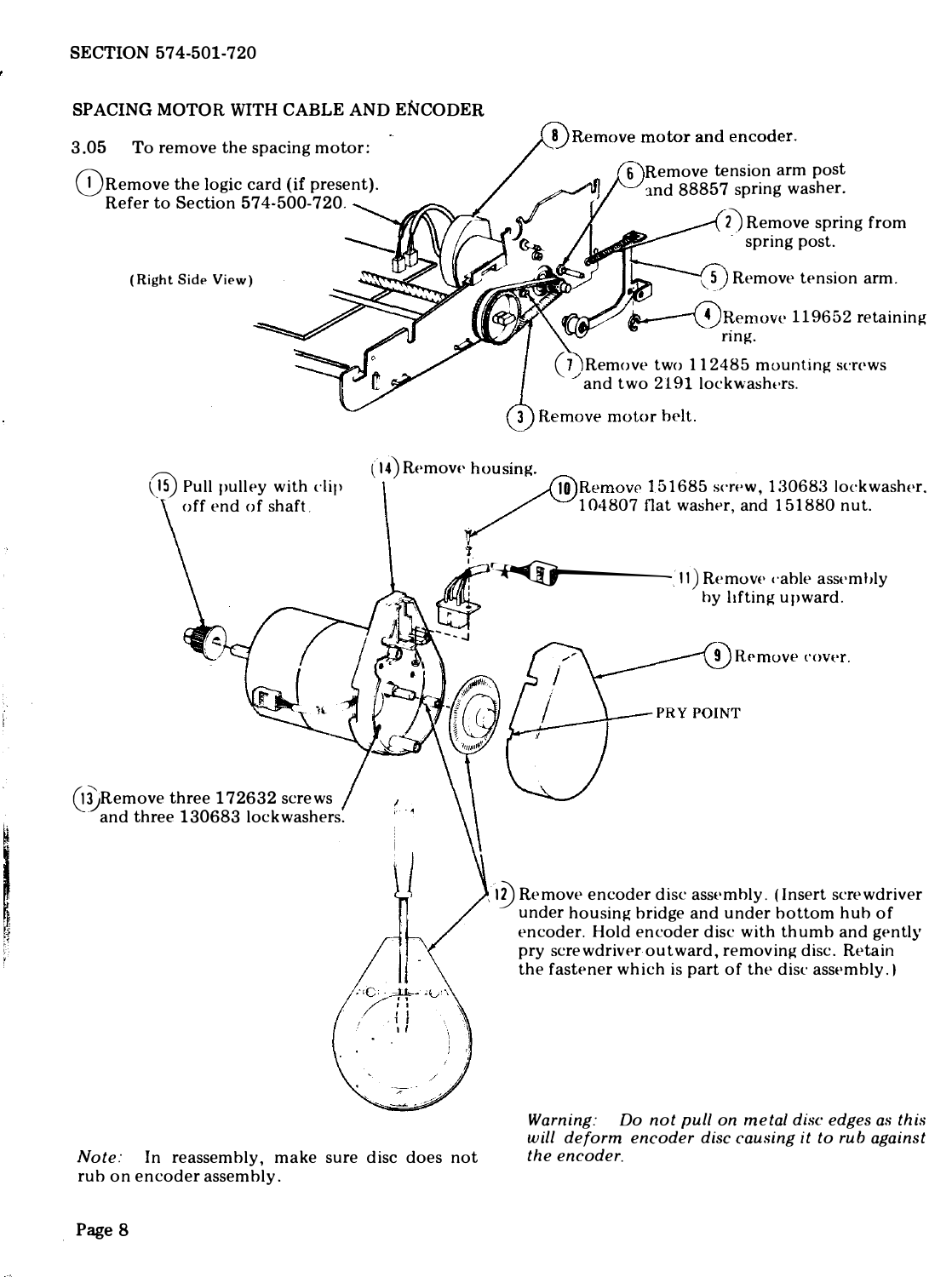## SPACING MOTOR WITH CABLE AND ENCODER

3.05 To remove the spacing motor:

(1) Remove the logic card (if present). Refer to Section 574-500-720.

(2) Remove spring from spring post.

(3) Remove motor belt.

(4) Remove 119652 retaining ring.

(5) Remove tension arm.

(6) Remove tension arm post and 88857 spring washer.

(7) Remove two 112485 mounting screws and two 2191 lockwashers.

(8) Remove motor and encoder.

(Right Side View)

(9) Remove cover.

PRY POINT

(10) Remove 151685 screw, 130683 lockwasher, 104807 flat washer, and 151880 nut.

(11) Remove cable assembly by lifting upward.

(12) Remove encoder disc assembly. (Insert screwdriver under housing bridge and under bottom hub of encoder. Hold encoder disc with thumb and gently pry screwdriver outward, removing disc. Retain the fastener which is part of the disc assembly.)

(13) Remove three 172632 screws and three 130683 lockwashers.

(14) Remove housing.

(15) Pull pulley with clip off end of shaft.

*Note:* In reassembly, make sure disc does not rub on encoder assembly.

*Warning: Do not pull on metal disc edges as this will deform encoder disc causing it to rub against the encoder.*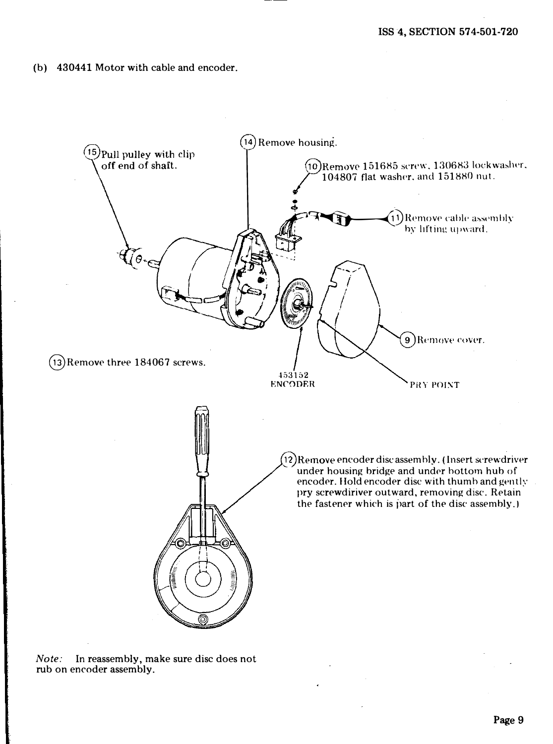(b) 430441 Motor with cable and encoder.

(15) Pull pulley with clip off end of shaft.

(14) Remove housing.

(10) Remove 151685 screw, 130683 lockwasher, 104807 flat washer, and 151880 nut.

(11) Remove cable assembly by lifting upward.

(9) Remove cover.

(13) Remove three 184067 screws.

453152 ENCODER

PRY POINT

(12) Remove encoder disc assembly. (Insert screwdriver under housing bridge and under bottom hub of encoder. Hold encoder disc with thumb and gently pry screwdiriver outward, removing disc. Retain the fastener which is part of the disc assembly.)

*Note:* In reassembly, make sure disc does not rub on encoder assembly.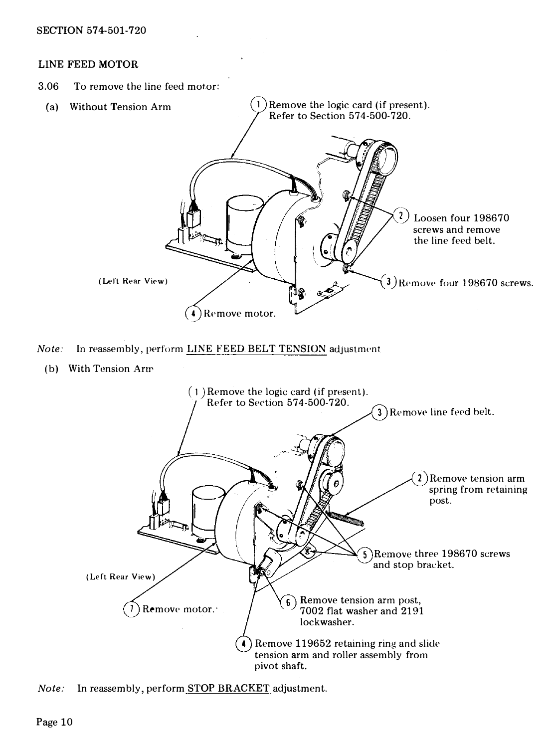## LINE FEED MOTOR

3.06 To remove the line feed motor:

(a) Without Tension Arm

(1) Remove the logic card (if present). Refer to Section 574-500-720.

(2) Loosen four 198670 screws and remove the line feed belt.

(3) Remove four 198670 screws.

(4) Remove motor.

(Left Rear View)

*Note:* In reassembly, perform LINE FEED BELT TENSION adjustment

(b) With Tension Arm

(1) Remove the logic card (if present). Refer to Section 574-500-720.

(2) Remove tension arm spring from retaining post.

(3) Remove line feed belt.

(4) Remove 119652 retaining ring and slide tension arm and roller assembly from pivot shaft.

(5) Remove three 198670 screws and stop bracket.

(6) Remove tension arm post, 7002 flat washer and 2191 lockwasher.

(7) Remove motor.

(Left Rear View)

*Note:* In reassembly, perform STOP BRACKET adjustment.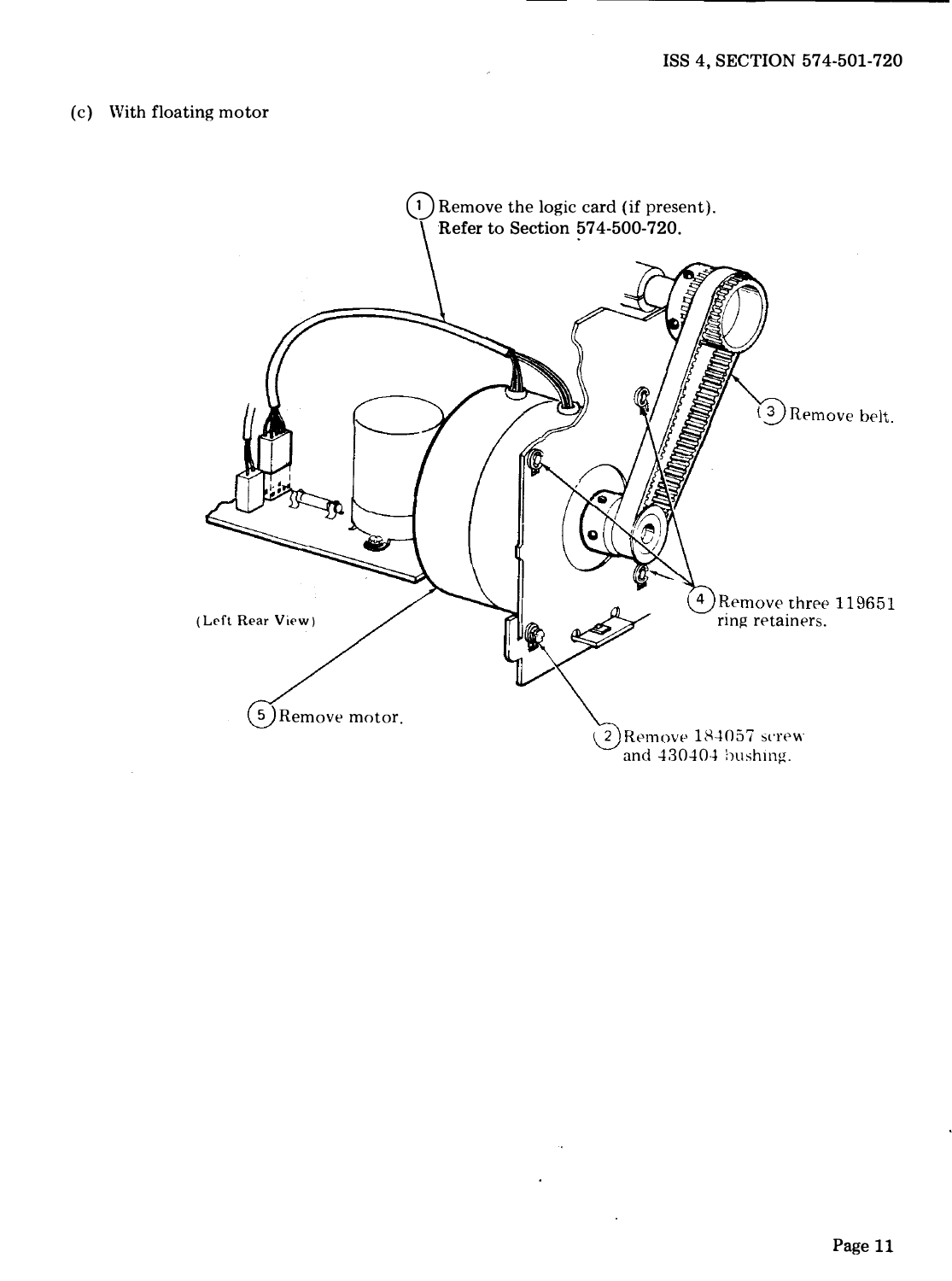(c) With floating motor

1. Remove the logic card (if present). **Refer to Section 574-500-720.**
2. Remove 184057 screw and 430404 bushing.
3. Remove belt.
4. Remove three 119651 ring retainers.
5. Remove motor.

(Left Rear View)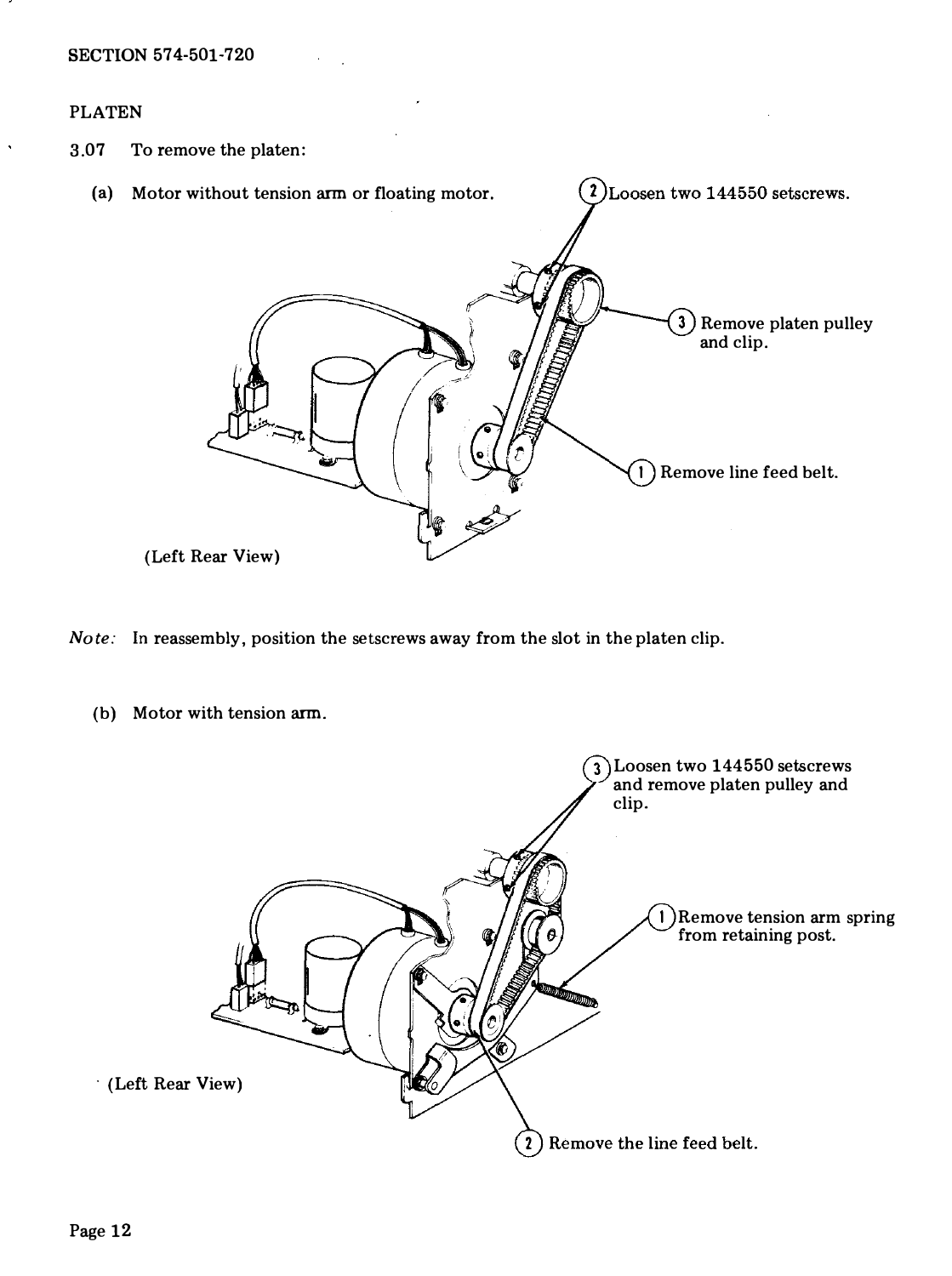PLATEN

3.07 To remove the platen:

(a) Motor without tension arm or floating motor.

(2) Loosen two 144550 setscrews.

(3) Remove platen pulley and clip.

(1) Remove line feed belt.

(Left Rear View)

*Note:* In reassembly, position the setscrews away from the slot in the platen clip.

(b) Motor with tension arm.

(3) Loosen two 144550 setscrews and remove platen pulley and clip.

(1) Remove tension arm spring from retaining post.

(2) Remove the line feed belt.

(Left Rear View)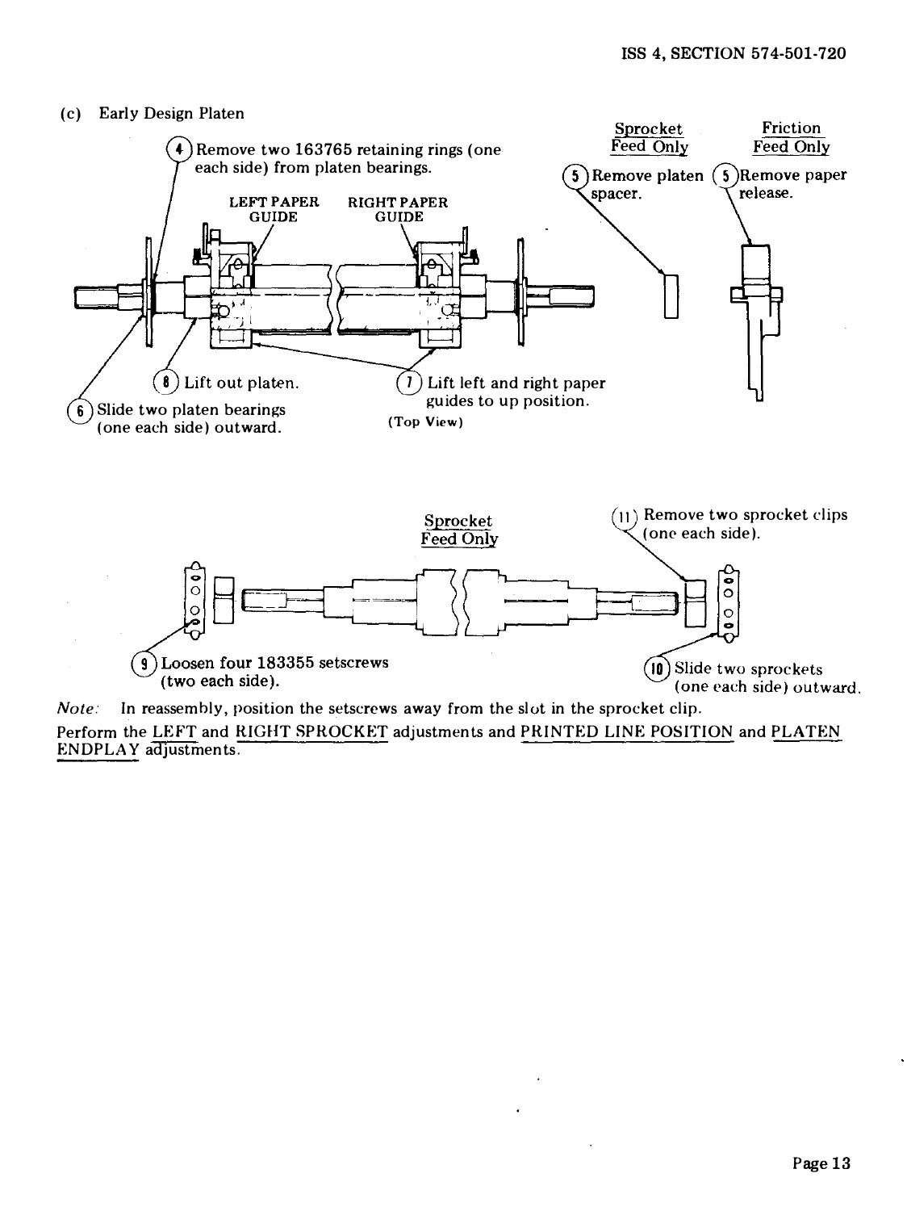(c) Early Design Platen

(4) Remove two 163765 retaining rings (one each side) from platen bearings.

LEFT PAPER GUIDE

RIGHT PAPER GUIDE

Sprocket Feed Only

(5) Remove platen spacer.

Friction Feed Only

(5) Remove paper release.

(8) Lift out platen.

(6) Slide two platen bearings (one each side) outward.

(7) Lift left and right paper guides to up position.

(Top View)

Sprocket Feed Only

(11) Remove two sprocket clips (one each side).

(9) Loosen four 183355 setscrews (two each side).

(10) Slide two sprockets (one each side) outward.

*Note:* In reassembly, position the setscrews away from the slot in the sprocket clip.

Perform the LEFT and RIGHT SPROCKET adjustments and PRINTED LINE POSITION and PLATEN ENDPLAY adjustments.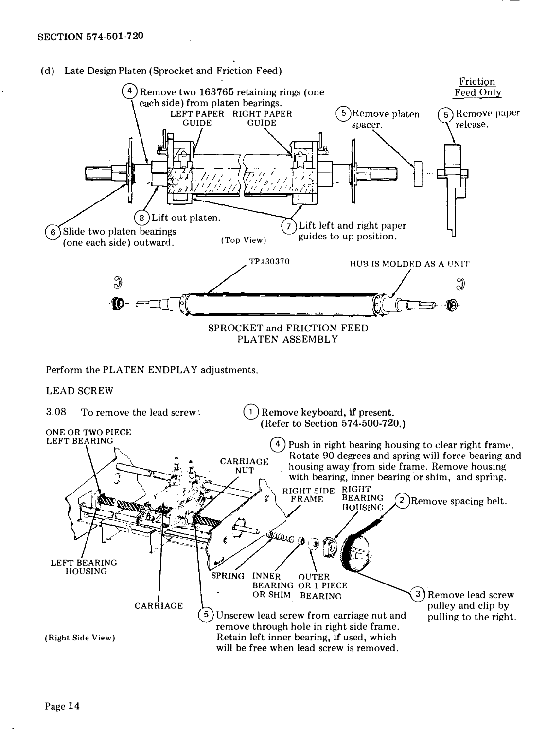(d) Late Design Platen (Sprocket and Friction Feed)

(4) Remove two 163765 retaining rings (one each side) from platen bearings.

LEFT PAPER GUIDE

RIGHT PAPER GUIDE

(5) Remove platen spacer.

Friction Feed Only

(5) Remove paper release.

(6) Slide two platen bearings (one each side) outward.

(8) Lift out platen.

(7) Lift left and right paper guides to up position.

(Top View)

TP130370

HUB IS MOLDED AS A UNIT

SPROCKET and FRICTION FEED PLATEN ASSEMBLY

Perform the PLATEN ENDPLAY adjustments.

LEAD SCREW

3.08 To remove the lead screw:

(1) Remove keyboard, if present. (Refer to Section 574-500-720.)

(2) Remove spacing belt.

(3) Remove lead screw pulley and clip by pulling to the right.

(4) Push in right bearing housing to clear right frame. Rotate 90 degrees and spring will force bearing and housing away from side frame. Remove housing with bearing, inner bearing or shim, and spring.

(5) Unscrew lead screw from carriage nut and remove through hole in right side frame. Retain left inner bearing, if used, which will be free when lead screw is removed.

ONE OR TWO PIECE LEFT BEARING

CARRIAGE NUT

RIGHT SIDE FRAME

RIGHT BEARING HOUSING

LEFT BEARING HOUSING

CARRIAGE

SPRING

INNER BEARING OR SHIM

OUTER OR 1 PIECE BEARING

(Right Side View)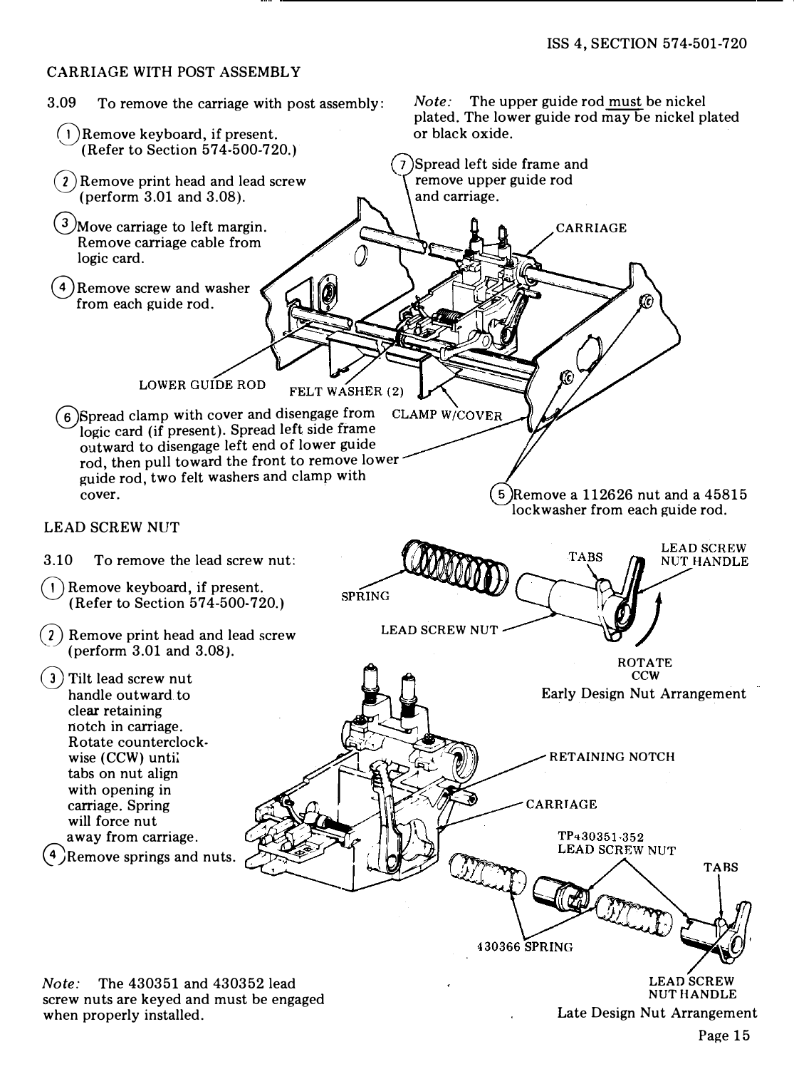## CARRIAGE WITH POST ASSEMBLY

3.09 To remove the carriage with post assembly:

1. Remove keyboard, if present. (Refer to Section 574-500-720.)
2. Remove print head and lead screw (perform 3.01 and 3.08).
3. Move carriage to left margin. Remove carriage cable from logic card.
4. Remove screw and washer from each guide rod.
5. Remove a 112626 nut and a 45815 lockwasher from each guide rod.
6. Spread clamp with cover and disengage from logic card (if present). Spread left side frame outward to disengage left end of lower guide rod, then pull toward the front to remove lower guide rod, two felt washers and clamp with cover.
7. Spread left side frame and remove upper guide rod and carriage.

*Note:* The upper guide rod must be nickel plated. The lower guide rod may be nickel plated or black oxide.

CARRIAGE

LOWER GUIDE ROD

FELT WASHER (2)

CLAMP W/COVER

## LEAD SCREW NUT

3.10 To remove the lead screw nut:

1. Remove keyboard, if present. (Refer to Section 574-500-720.)
2. Remove print head and lead screw (perform 3.01 and 3.08).
3. Tilt lead screw nut handle outward to clear retaining notch in carriage. Rotate counterclockwise (CCW) until tabs on nut align with opening in carriage. Spring will force nut away from carriage.
4. Remove springs and nuts.

SPRING

TABS

LEAD SCREW NUT HANDLE

LEAD SCREW NUT

ROTATE CCW

Early Design Nut Arrangement

RETAINING NOTCH

CARRIAGE

TP430351-352 LEAD SCREW NUT

TABS

430366 SPRING

LEAD SCREW NUT HANDLE

Late Design Nut Arrangement

*Note:* The 430351 and 430352 lead screw nuts are keyed and must be engaged when properly installed.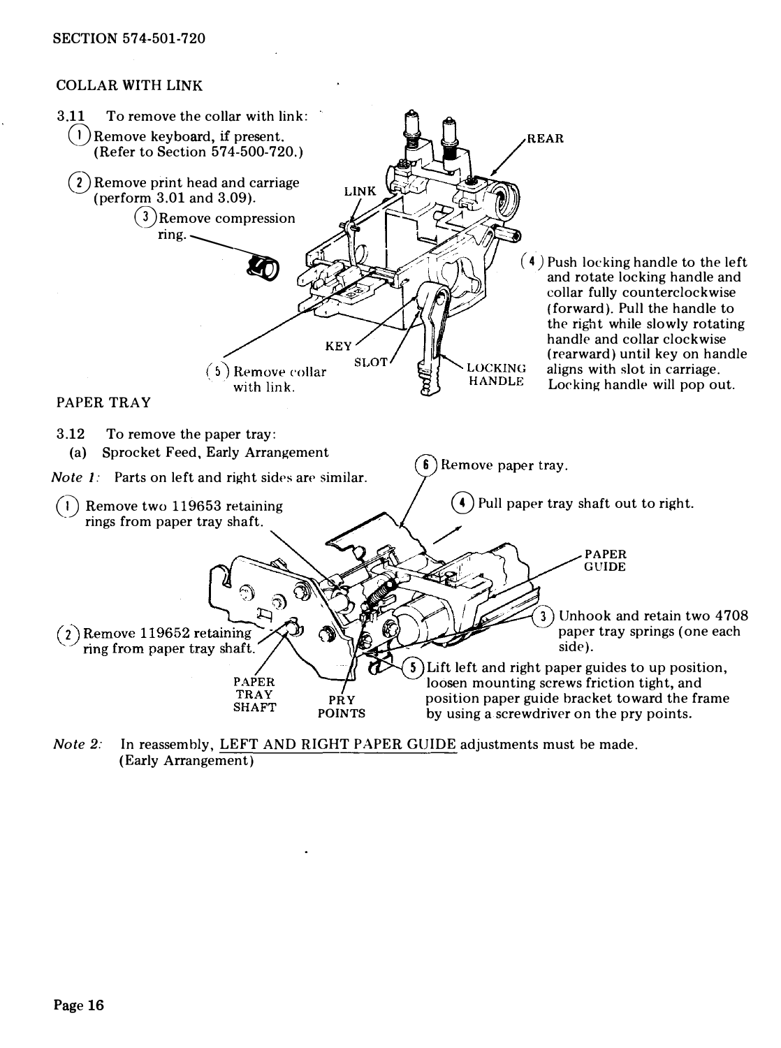## COLLAR WITH LINK

3.11 To remove the collar with link:

(1) Remove keyboard, if present. (Refer to Section 574-500-720.)

(2) Remove print head and carriage (perform 3.01 and 3.09).

(3) Remove compression ring.

(4) Push locking handle to the left and rotate locking handle and collar fully counterclockwise (forward). Pull the handle to the right while slowly rotating handle and collar clockwise (rearward) until key on handle aligns with slot in carriage. Locking handle will pop out.

(5) Remove collar with link.

REAR

LINK

KEY

SLOT

LOCKING HANDLE

## PAPER TRAY

3.12 To remove the paper tray:

(a) Sprocket Feed, Early Arrangement

*Note 1:* Parts on left and right sides are similar.

(1) Remove two 119653 retaining rings from paper tray shaft.

(2) Remove 119652 retaining ring from paper tray shaft.

(3) Unhook and retain two 4708 paper tray springs (one each side).

(4) Pull paper tray shaft out to right.

(5) Lift left and right paper guides to up position, loosen mounting screws friction tight, and position paper guide bracket toward the frame by using a screwdriver on the pry points.

(6) Remove paper tray.

PAPER GUIDE

PAPER TRAY SHAFT

PRY POINTS

*Note 2:* In reassembly, LEFT AND RIGHT PAPER GUIDE adjustments must be made. (Early Arrangement)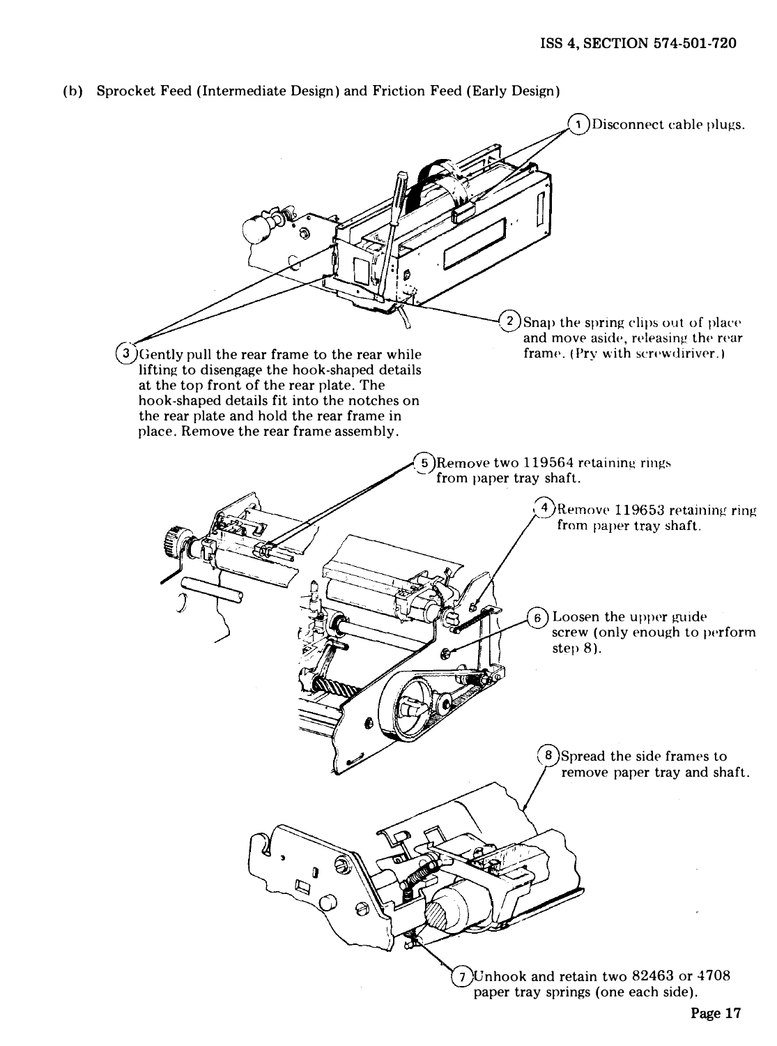(b) Sprocket Feed (Intermediate Design) and Friction Feed (Early Design)

(1) Disconnect cable plugs.

(2) Snap the spring clips out of place and move aside, releasing the rear frame. (Pry with screwdriver.)

(3) Gently pull the rear frame to the rear while lifting to disengage the hook-shaped details at the top front of the rear plate. The hook-shaped details fit into the notches on the rear plate and hold the rear frame in place. Remove the rear frame assembly.

(4) Remove 119653 retaining ring from paper tray shaft.

(5) Remove two 119564 retaining rings from paper tray shaft.

(6) Loosen the upper guide screw (only enough to perform step 8).

(7) Unhook and retain two 82463 or 4708 paper tray springs (one each side).

(8) Spread the side frames to remove paper tray and shaft.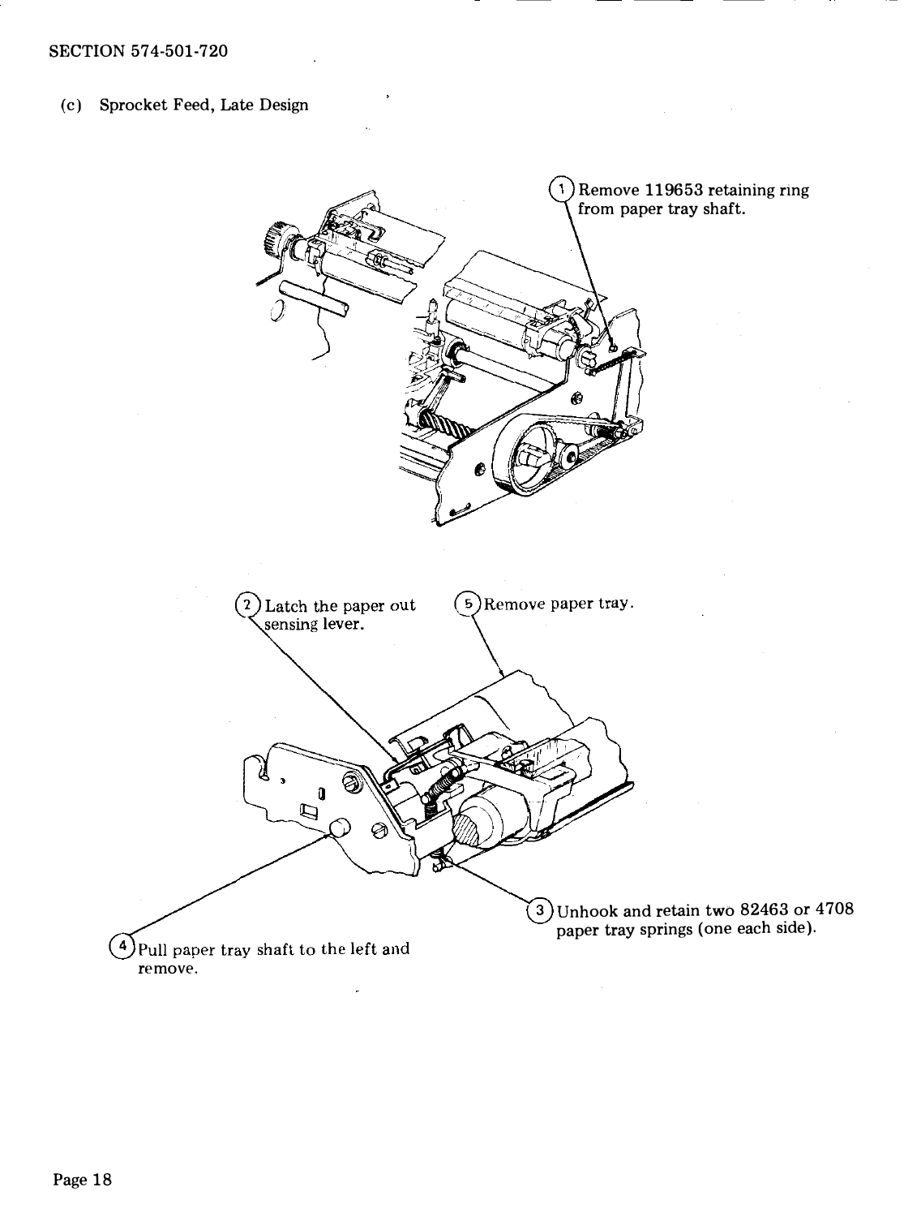(c) Sprocket Feed, Late Design

1. Remove 119653 retaining ring from paper tray shaft.

2. Latch the paper out sensing lever.

3. Unhook and retain two 82463 or 4708 paper tray springs (one each side).

4. Pull paper tray shaft to the left and remove.

5. Remove paper tray.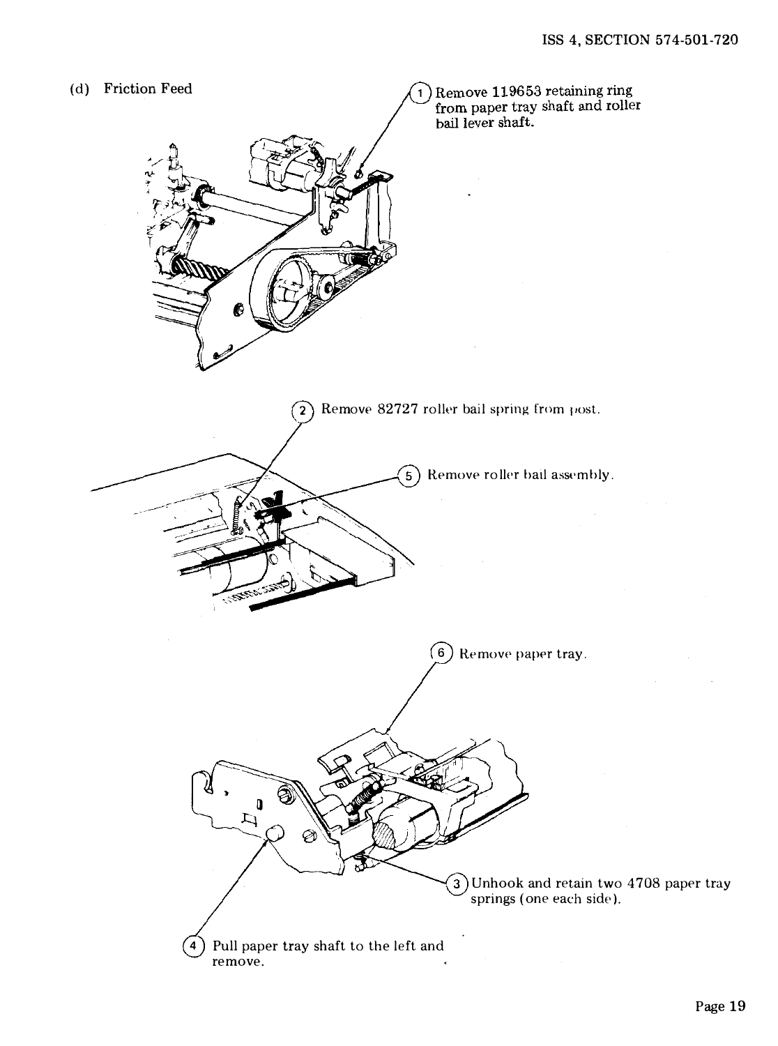(d) Friction Feed

1. Remove 119653 retaining ring from paper tray shaft and roller bail lever shaft.

2. Remove 82727 roller bail spring from post.

5. Remove roller bail assembly.

6. Remove paper tray.

3. Unhook and retain two 4708 paper tray springs (one each side).

4. Pull paper tray shaft to the left and remove.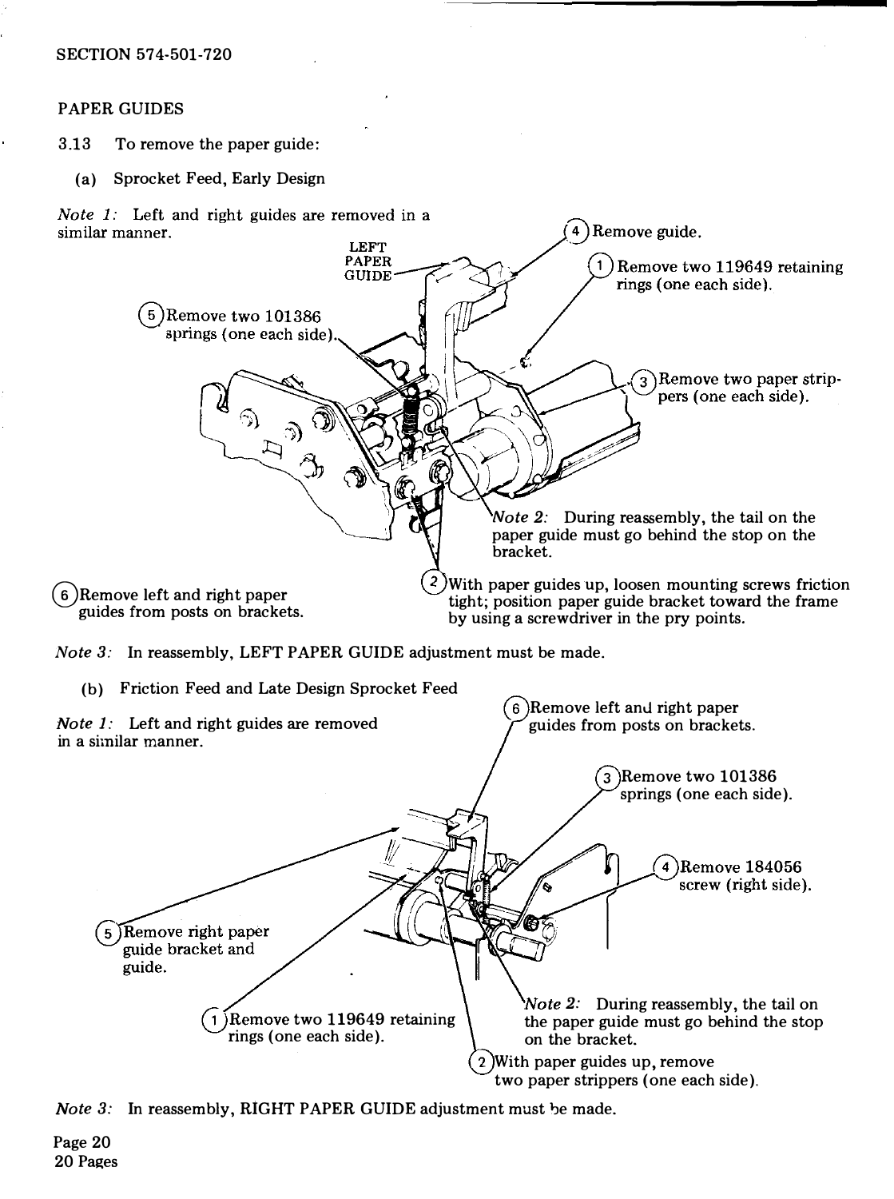PAPER GUIDES

3.13 To remove the paper guide:

(a) Sprocket Feed, Early Design

*Note 1:* Left and right guides are removed in a similar manner.

LEFT PAPER GUIDE

(1) Remove two 119649 retaining rings (one each side).

(2) With paper guides up, loosen mounting screws friction tight; position paper guide bracket toward the frame by using a screwdriver in the pry points.

(3) Remove two paper strippers (one each side).

(4) Remove guide.

(5) Remove two 101386 springs (one each side).

(6) Remove left and right paper guides from posts on brackets.

*Note 2:* During reassembly, the tail on the paper guide must go behind the stop on the bracket.

*Note 3:* In reassembly, LEFT PAPER GUIDE adjustment must be made.

(b) Friction Feed and Late Design Sprocket Feed

*Note 1:* Left and right guides are removed in a similar manner.

(1) Remove two 119649 retaining rings (one each side).

(2) With paper guides up, remove two paper strippers (one each side).

(3) Remove two 101386 springs (one each side).

(4) Remove 184056 screw (right side).

(5) Remove right paper guide bracket and guide.

(6) Remove left and right paper guides from posts on brackets.

*Note 2:* During reassembly, the tail on the paper guide must go behind the stop on the bracket.

*Note 3:* In reassembly, RIGHT PAPER GUIDE adjustment must be made.